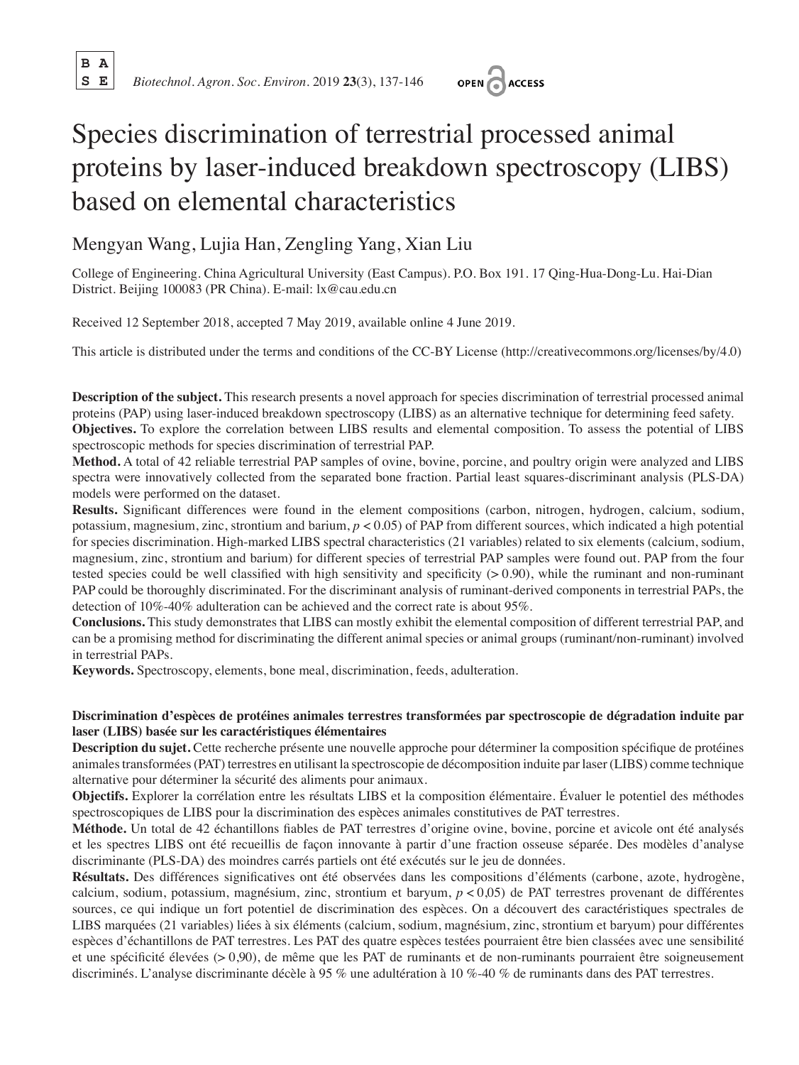# Species discrimination of terrestrial processed animal proteins by laser-induced breakdown spectroscopy (LIBS) based on elemental characteristics

Mengyan Wang, Lujia Han, Zengling Yang, Xian Liu

College of Engineering. China Agricultural University (East Campus). P.O. Box 191. 17 Qing-Hua-Dong-Lu. Hai-Dian District. Beijing 100083 (PR China). E-mail: lx@cau.edu.cn

Received 12 September 2018, accepted 7 May 2019, available online 4 June 2019.

This article is distributed under the terms and conditions of the CC-BY License (http://creativecommons.org/licenses/by/4.0)

**Description of the subject.** This research presents a novel approach for species discrimination of terrestrial processed animal proteins (PAP) using laser-induced breakdown spectroscopy (LIBS) as an alternative technique for determining feed safety.

**Objectives.** To explore the correlation between LIBS results and elemental composition. To assess the potential of LIBS spectroscopic methods for species discrimination of terrestrial PAP.

**Method.** A total of 42 reliable terrestrial PAP samples of ovine, bovine, porcine, and poultry origin were analyzed and LIBS spectra were innovatively collected from the separated bone fraction. Partial least squares-discriminant analysis (PLS-DA) models were performed on the dataset.

**Results.** Significant differences were found in the element compositions (carbon, nitrogen, hydrogen, calcium, sodium, potassium, magnesium, zinc, strontium and barium, $p < 0.05$) of PAP from different sources, which indicated a high potential for species discrimination. High-marked LIBS spectral characteristics (21 variables) related to six elements (calcium, sodium, magnesium, zinc, strontium and barium) for different species of terrestrial PAP samples were found out. PAP from the four tested species could be well classified with high sensitivity and specificity (> 0.90), while the ruminant and non-ruminant PAP could be thoroughly discriminated. For the discriminant analysis of ruminant-derived components in terrestrial PAPs, the detection of 10%-40% adulteration can be achieved and the correct rate is about 95%.

**Conclusions.** This study demonstrates that LIBS can mostly exhibit the elemental composition of different terrestrial PAP, and can be a promising method for discriminating the different animal species or animal groups (ruminant/non-ruminant) involved in terrestrial PAPs.

**Keywords.** Spectroscopy, elements, bone meal, discrimination, feeds, adulteration.

**Discrimination d'espèces de protéines animales terrestres transformées par spectroscopie de dégradation induite par laser (LIBS) basée sur les caractéristiques élémentaires**

**Description du sujet.** Cette recherche présente une nouvelle approche pour déterminer la composition spécifique de protéines animales transformées (PAT) terrestres en utilisant la spectroscopie de décomposition induite par laser (LIBS) comme technique alternative pour déterminer la sécurité des aliments pour animaux.

**Objectifs.** Explorer la corrélation entre les résultats LIBS et la composition élémentaire. Évaluer le potentiel des méthodes spectroscopiques de LIBS pour la discrimination des espèces animales constitutives de PAT terrestres.

**Méthode.** Un total de 42 échantillons fiables de PAT terrestres d'origine ovine, bovine, porcine et avicole ont été analysés et les spectres LIBS ont été recueillis de façon innovante à partir d'une fraction osseuse séparée. Des modèles d'analyse discriminante (PLS-DA) des moindres carrés partiels ont été exécutés sur le jeu de données.

**Résultats.** Des différences significatives ont été observées dans les compositions d'éléments (carbone, azote, hydrogène, calcium, sodium, potassium, magnésium, zinc, strontium et baryum, $p < 0{,}05$) de PAT terrestres provenant de différentes sources, ce qui indique un fort potentiel de discrimination des espèces. On a découvert des caractéristiques spectrales de LIBS marquées (21 variables) liées à six éléments (calcium, sodium, magnésium, zinc, strontium et baryum) pour différentes espèces d'échantillons de PAT terrestres. Les PAT des quatre espèces testées pourraient être bien classées avec une sensibilité et une spécificité élevées (> 0,90), de même que les PAT de ruminants et de non-ruminants pourraient être soigneusement discriminés. L'analyse discriminante décèle à 95 % une adultération à 10 %-40 % de ruminants dans des PAT terrestres.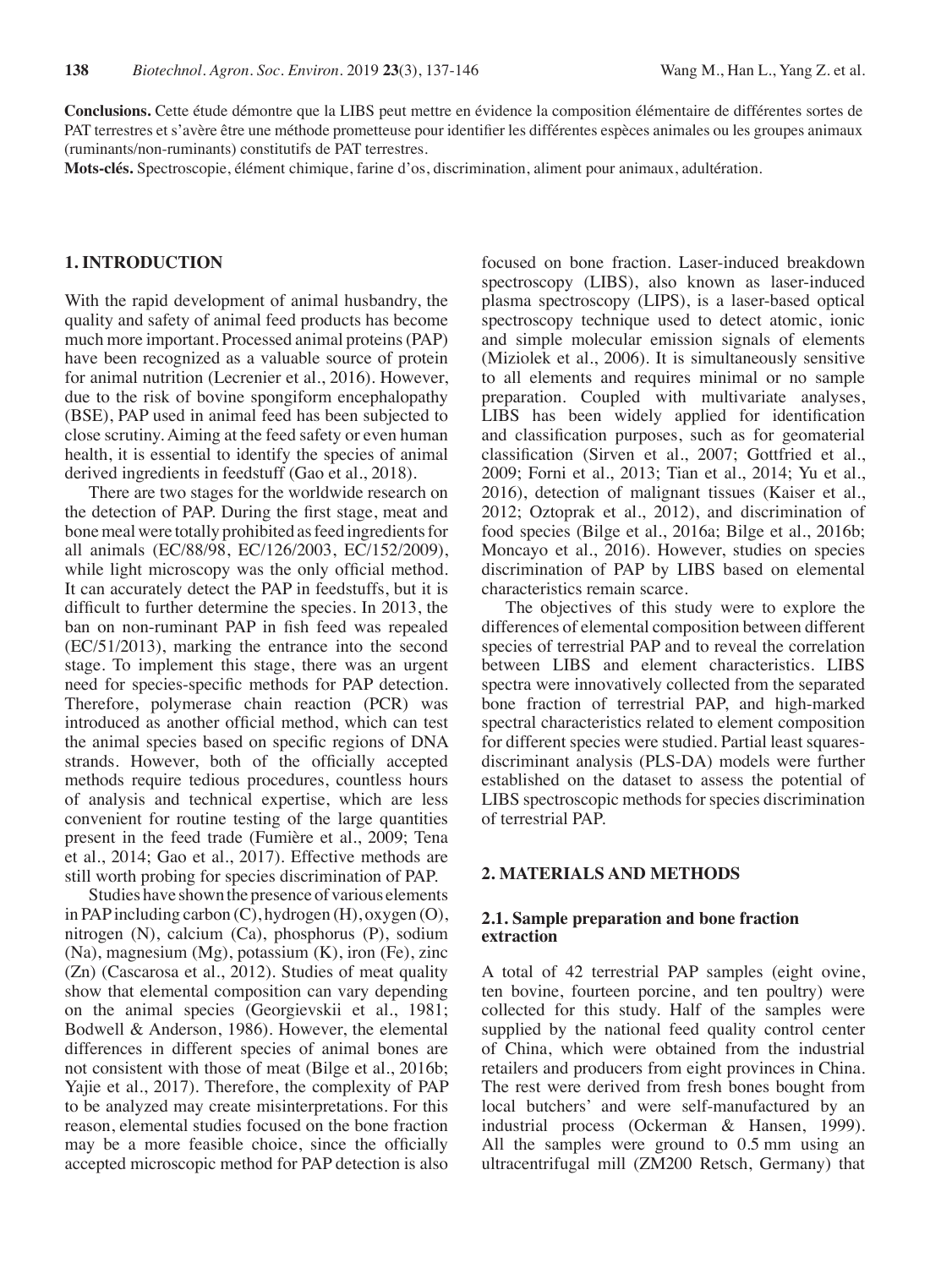**Conclusions.** Cette étude démontre que la LIBS peut mettre en évidence la composition élémentaire de différentes sortes de PAT terrestres et s'avère être une méthode prometteuse pour identifier les différentes espèces animales ou les groupes animaux (ruminants/non-ruminants) constitutifs de PAT terrestres.

**Mots-clés.** Spectroscopie, élément chimique, farine d'os, discrimination, aliment pour animaux, adultération.

## 1. INTRODUCTION

With the rapid development of animal husbandry, the quality and safety of animal feed products has become much more important. Processed animal proteins (PAP) have been recognized as a valuable source of protein for animal nutrition (Lecrenier et al., 2016). However, due to the risk of bovine spongiform encephalopathy (BSE), PAP used in animal feed has been subjected to close scrutiny. Aiming at the feed safety or even human health, it is essential to identify the species of animal derived ingredients in feedstuff (Gao et al., 2018).

There are two stages for the worldwide research on the detection of PAP. During the first stage, meat and bone meal were totally prohibited as feed ingredients for all animals (EC/88/98, EC/126/2003, EC/152/2009), while light microscopy was the only official method. It can accurately detect the PAP in feedstuffs, but it is difficult to further determine the species. In 2013, the ban on non-ruminant PAP in fish feed was repealed (EC/51/2013), marking the entrance into the second stage. To implement this stage, there was an urgent need for species-specific methods for PAP detection. Therefore, polymerase chain reaction (PCR) was introduced as another official method, which can test the animal species based on specific regions of DNA strands. However, both of the officially accepted methods require tedious procedures, countless hours of analysis and technical expertise, which are less convenient for routine testing of the large quantities present in the feed trade (Fumière et al., 2009; Tena et al., 2014; Gao et al., 2017). Effective methods are still worth probing for species discrimination of PAP.

Studies have shown the presence of various elements in PAP including carbon (C), hydrogen (H), oxygen (O), nitrogen (N), calcium (Ca), phosphorus (P), sodium (Na), magnesium (Mg), potassium (K), iron (Fe), zinc (Zn) (Cascarosa et al., 2012). Studies of meat quality show that elemental composition can vary depending on the animal species (Georgievskii et al., 1981; Bodwell & Anderson, 1986). However, the elemental differences in different species of animal bones are not consistent with those of meat (Bilge et al., 2016b; Yajie et al., 2017). Therefore, the complexity of PAP to be analyzed may create misinterpretations. For this reason, elemental studies focused on the bone fraction may be a more feasible choice, since the officially accepted microscopic method for PAP detection is also focused on bone fraction. Laser-induced breakdown spectroscopy (LIBS), also known as laser-induced plasma spectroscopy (LIPS), is a laser-based optical spectroscopy technique used to detect atomic, ionic and simple molecular emission signals of elements (Miziolek et al., 2006). It is simultaneously sensitive to all elements and requires minimal or no sample preparation. Coupled with multivariate analyses, LIBS has been widely applied for identification and classification purposes, such as for geomaterial classification (Sirven et al., 2007; Gottfried et al., 2009; Forni et al., 2013; Tian et al., 2014; Yu et al., 2016), detection of malignant tissues (Kaiser et al., 2012; Oztoprak et al., 2012), and discrimination of food species (Bilge et al., 2016a; Bilge et al., 2016b; Moncayo et al., 2016). However, studies on species discrimination of PAP by LIBS based on elemental characteristics remain scarce.

The objectives of this study were to explore the differences of elemental composition between different species of terrestrial PAP and to reveal the correlation between LIBS and element characteristics. LIBS spectra were innovatively collected from the separated bone fraction of terrestrial PAP, and high-marked spectral characteristics related to element composition for different species were studied. Partial least squares-discriminant analysis (PLS-DA) models were further established on the dataset to assess the potential of LIBS spectroscopic methods for species discrimination of terrestrial PAP.

## 2. MATERIALS AND METHODS

### 2.1. Sample preparation and bone fraction extraction

A total of 42 terrestrial PAP samples (eight ovine, ten bovine, fourteen porcine, and ten poultry) were collected for this study. Half of the samples were supplied by the national feed quality control center of China, which were obtained from the industrial retailers and producers from eight provinces in China. The rest were derived from fresh bones bought from local butchers' and were self-manufactured by an industrial process (Ockerman & Hansen, 1999). All the samples were ground to 0.5 mm using an ultracentrifugal mill (ZM200 Retsch, Germany) that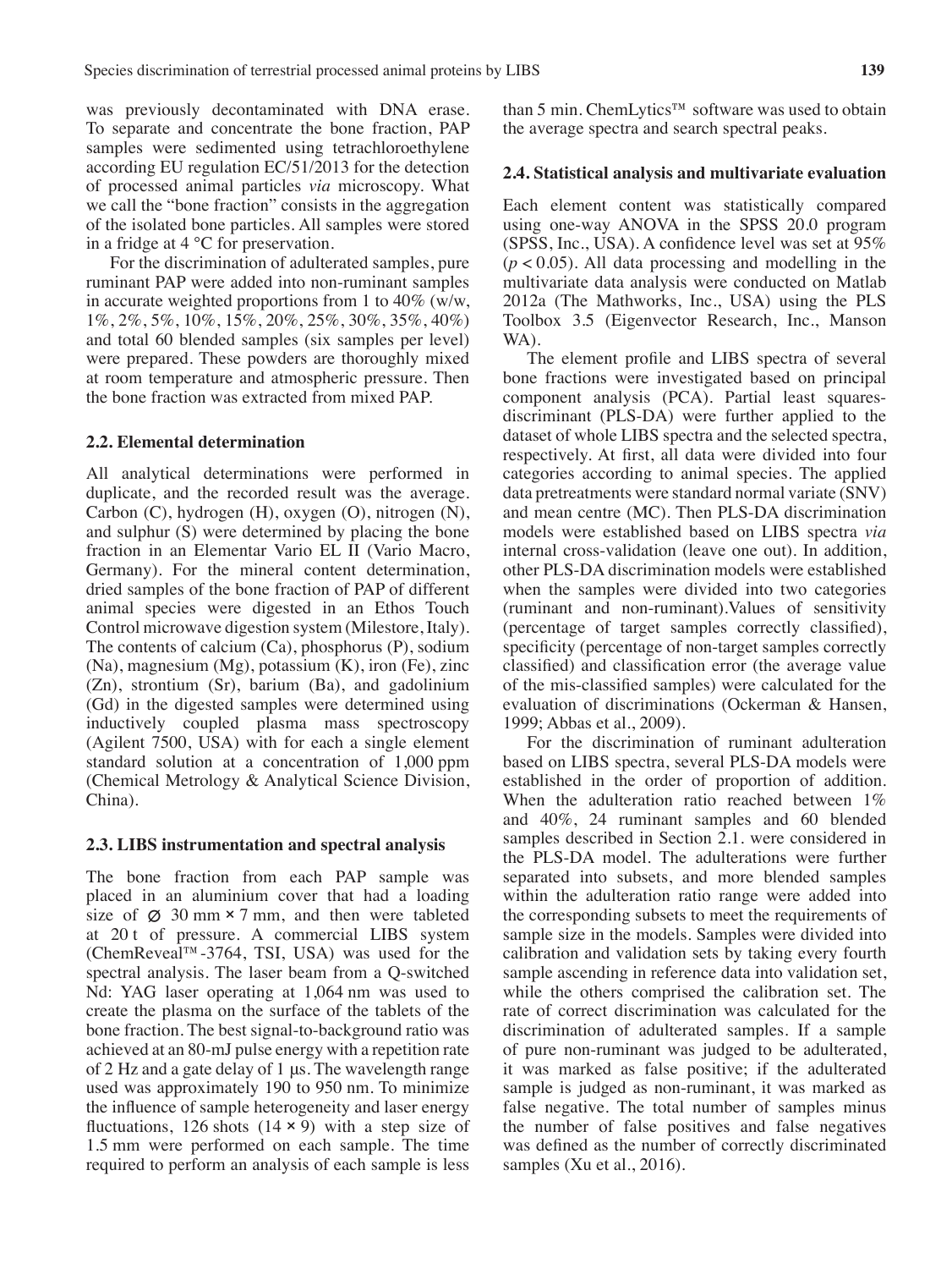was previously decontaminated with DNA erase. To separate and concentrate the bone fraction, PAP samples were sedimented using tetrachloroethylene according EU regulation EC/51/2013 for the detection of processed animal particles *via* microscopy. What we call the "bone fraction" consists in the aggregation of the isolated bone particles. All samples were stored in a fridge at 4 °C for preservation.

For the discrimination of adulterated samples, pure ruminant PAP were added into non-ruminant samples in accurate weighted proportions from 1 to 40% (w/w, 1%, 2%, 5%, 10%, 15%, 20%, 25%, 30%, 35%, 40%) and total 60 blended samples (six samples per level) were prepared. These powders are thoroughly mixed at room temperature and atmospheric pressure. Then the bone fraction was extracted from mixed PAP.

### 2.2. Elemental determination

All analytical determinations were performed in duplicate, and the recorded result was the average. Carbon (C), hydrogen (H), oxygen (O), nitrogen (N), and sulphur (S) were determined by placing the bone fraction in an Elementar Vario EL II (Vario Macro, Germany). For the mineral content determination, dried samples of the bone fraction of PAP of different animal species were digested in an Ethos Touch Control microwave digestion system (Milestore, Italy). The contents of calcium (Ca), phosphorus (P), sodium (Na), magnesium (Mg), potassium (K), iron (Fe), zinc (Zn), strontium (Sr), barium (Ba), and gadolinium (Gd) in the digested samples were determined using inductively coupled plasma mass spectroscopy (Agilent 7500, USA) with for each a single element standard solution at a concentration of 1,000 ppm (Chemical Metrology & Analytical Science Division, China).

### 2.3. LIBS instrumentation and spectral analysis

The bone fraction from each PAP sample was placed in an aluminium cover that had a loading size of Ø 30 mm × 7 mm, and then were tableted at 20 t of pressure. A commercial LIBS system (ChemReveal™-3764, TSI, USA) was used for the spectral analysis. The laser beam from a Q-switched Nd: YAG laser operating at 1,064 nm was used to create the plasma on the surface of the tablets of the bone fraction. The best signal-to-background ratio was achieved at an 80-mJ pulse energy with a repetition rate of 2 Hz and a gate delay of 1 µs. The wavelength range used was approximately 190 to 950 nm. To minimize the influence of sample heterogeneity and laser energy fluctuations, 126 shots (14 × 9) with a step size of 1.5 mm were performed on each sample. The time required to perform an analysis of each sample is less than 5 min. ChemLytics™ software was used to obtain the average spectra and search spectral peaks.

### 2.4. Statistical analysis and multivariate evaluation

Each element content was statistically compared using one-way ANOVA in the SPSS 20.0 program (SPSS, Inc., USA). A confidence level was set at 95% ($p < 0.05$). All data processing and modelling in the multivariate data analysis were conducted on Matlab 2012a (The Mathworks, Inc., USA) using the PLS Toolbox 3.5 (Eigenvector Research, Inc., Manson WA).

The element profile and LIBS spectra of several bone fractions were investigated based on principal component analysis (PCA). Partial least squares-discriminant (PLS-DA) were further applied to the dataset of whole LIBS spectra and the selected spectra, respectively. At first, all data were divided into four categories according to animal species. The applied data pretreatments were standard normal variate (SNV) and mean centre (MC). Then PLS-DA discrimination models were established based on LIBS spectra *via* internal cross-validation (leave one out). In addition, other PLS-DA discrimination models were established when the samples were divided into two categories (ruminant and non-ruminant).Values of sensitivity (percentage of target samples correctly classified), specificity (percentage of non-target samples correctly classified) and classification error (the average value of the mis-classified samples) were calculated for the evaluation of discriminations (Ockerman & Hansen, 1999; Abbas et al., 2009).

For the discrimination of ruminant adulteration based on LIBS spectra, several PLS-DA models were established in the order of proportion of addition. When the adulteration ratio reached between 1% and 40%, 24 ruminant samples and 60 blended samples described in Section 2.1. were considered in the PLS-DA model. The adulterations were further separated into subsets, and more blended samples within the adulteration ratio range were added into the corresponding subsets to meet the requirements of sample size in the models. Samples were divided into calibration and validation sets by taking every fourth sample ascending in reference data into validation set, while the others comprised the calibration set. The rate of correct discrimination was calculated for the discrimination of adulterated samples. If a sample of pure non-ruminant was judged to be adulterated, it was marked as false positive; if the adulterated sample is judged as non-ruminant, it was marked as false negative. The total number of samples minus the number of false positives and false negatives was defined as the number of correctly discriminated samples (Xu et al., 2016).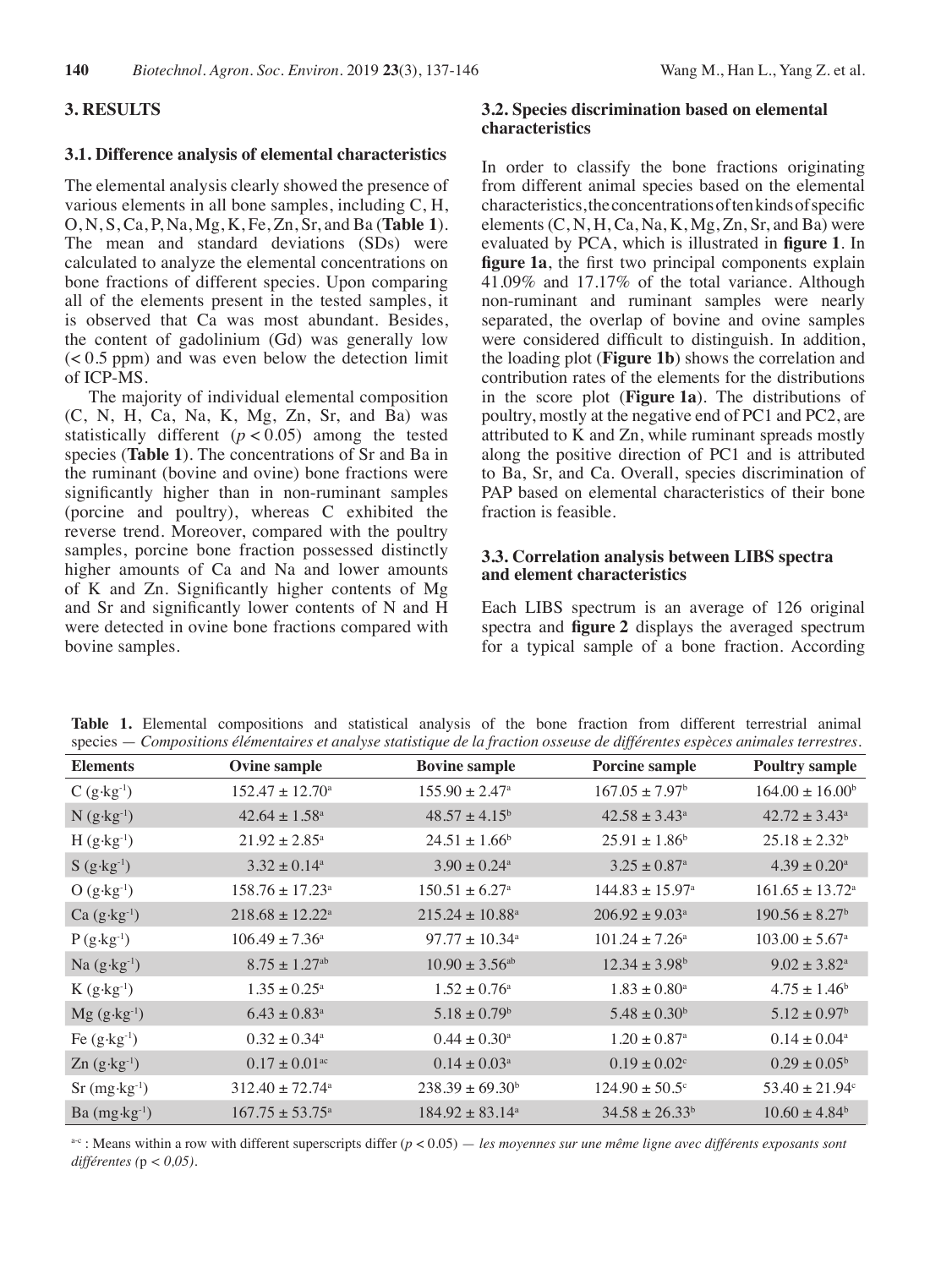## 3. RESULTS

### 3.1. Difference analysis of elemental characteristics

The elemental analysis clearly showed the presence of various elements in all bone samples, including C, H, O, N, S, Ca, P, Na, Mg, K, Fe, Zn, Sr, and Ba (**Table 1**). The mean and standard deviations (SDs) were calculated to analyze the elemental concentrations on bone fractions of different species. Upon comparing all of the elements present in the tested samples, it is observed that Ca was most abundant. Besides, the content of gadolinium (Gd) was generally low (< 0.5 ppm) and was even below the detection limit of ICP-MS.

The majority of individual elemental composition (C, N, H, Ca, Na, K, Mg, Zn, Sr, and Ba) was statistically different ($p < 0.05$) among the tested species (**Table 1**). The concentrations of Sr and Ba in the ruminant (bovine and ovine) bone fractions were significantly higher than in non-ruminant samples (porcine and poultry), whereas C exhibited the reverse trend. Moreover, compared with the poultry samples, porcine bone fraction possessed distinctly higher amounts of Ca and Na and lower amounts of K and Zn. Significantly higher contents of Mg and Sr and significantly lower contents of N and H were detected in ovine bone fractions compared with bovine samples.

### 3.2. Species discrimination based on elemental characteristics

In order to classify the bone fractions originating from different animal species based on the elemental characteristics, the concentrations of ten kinds of specific elements (C, N, H, Ca, Na, K, Mg, Zn, Sr, and Ba) were evaluated by PCA, which is illustrated in **figure 1**. In **figure 1a**, the first two principal components explain 41.09% and 17.17% of the total variance. Although non-ruminant and ruminant samples were nearly separated, the overlap of bovine and ovine samples were considered difficult to distinguish. In addition, the loading plot (**Figure 1b**) shows the correlation and contribution rates of the elements for the distributions in the score plot (**Figure 1a**). The distributions of poultry, mostly at the negative end of PC1 and PC2, are attributed to K and Zn, while ruminant spreads mostly along the positive direction of PC1 and is attributed to Ba, Sr, and Ca. Overall, species discrimination of PAP based on elemental characteristics of their bone fraction is feasible.

### 3.3. Correlation analysis between LIBS spectra and element characteristics

Each LIBS spectrum is an average of 126 original spectra and **figure 2** displays the averaged spectrum for a typical sample of a bone fraction. According

**Table 1.** Elemental compositions and statistical analysis of the bone fraction from different terrestrial animal species — *Compositions élémentaires et analyse statistique de la fraction osseuse de différentes espèces animales terrestres.*

| Elements | Ovine sample | Bovine sample | Porcine sample | Poultry sample |
|---|---|---|---|---|
| C ($g \cdot kg^{-1}$) | $152.47 \pm 12.70^{a}$ | $155.90 \pm 2.47^{a}$ | $167.05 \pm 7.97^{b}$ | $164.00 \pm 16.00^{b}$ |
| N ($g \cdot kg^{-1}$) | $42.64 \pm 1.58^{a}$ | $48.57 \pm 4.15^{b}$ | $42.58 \pm 3.43^{a}$ | $42.72 \pm 3.43^{a}$ |
| H ($g \cdot kg^{-1}$) | $21.92 \pm 2.85^{a}$ | $24.51 \pm 1.66^{b}$ | $25.91 \pm 1.86^{b}$ | $25.18 \pm 2.32^{b}$ |
| S ($g \cdot kg^{-1}$) | $3.32 \pm 0.14^{a}$ | $3.90 \pm 0.24^{a}$ | $3.25 \pm 0.87^{a}$ | $4.39 \pm 0.20^{a}$ |
| O ($g \cdot kg^{-1}$) | $158.76 \pm 17.23^{a}$ | $150.51 \pm 6.27^{a}$ | $144.83 \pm 15.97^{a}$ | $161.65 \pm 13.72^{a}$ |
| Ca ($g \cdot kg^{-1}$) | $218.68 \pm 12.22^{a}$ | $215.24 \pm 10.88^{a}$ | $206.92 \pm 9.03^{a}$ | $190.56 \pm 8.27^{b}$ |
| P ($g \cdot kg^{-1}$) | $106.49 \pm 7.36^{a}$ | $97.77 \pm 10.34^{a}$ | $101.24 \pm 7.26^{a}$ | $103.00 \pm 5.67^{a}$ |
| Na ($g \cdot kg^{-1}$) | $8.75 \pm 1.27^{ab}$ | $10.90 \pm 3.56^{ab}$ | $12.34 \pm 3.98^{b}$ | $9.02 \pm 3.82^{a}$ |
| K ($g \cdot kg^{-1}$) | $1.35 \pm 0.25^{a}$ | $1.52 \pm 0.76^{a}$ | $1.83 \pm 0.80^{a}$ | $4.75 \pm 1.46^{b}$ |
| Mg ($g \cdot kg^{-1}$) | $6.43 \pm 0.83^{a}$ | $5.18 \pm 0.79^{b}$ | $5.48 \pm 0.30^{b}$ | $5.12 \pm 0.97^{b}$ |
| Fe ($g \cdot kg^{-1}$) | $0.32 \pm 0.34^{a}$ | $0.44 \pm 0.30^{a}$ | $1.20 \pm 0.87^{a}$ | $0.14 \pm 0.04^{a}$ |
| Zn ($g \cdot kg^{-1}$) | $0.17 \pm 0.01^{ac}$ | $0.14 \pm 0.03^{a}$ | $0.19 \pm 0.02^{c}$ | $0.29 \pm 0.05^{b}$ |
| Sr ($mg \cdot kg^{-1}$) | $312.40 \pm 72.74^{a}$ | $238.39 \pm 69.30^{b}$ | $124.90 \pm 50.5^{c}$ | $53.40 \pm 21.94^{c}$ |
| Ba ($mg \cdot kg^{-1}$) | $167.75 \pm 53.75^{a}$ | $184.92 \pm 83.14^{a}$ | $34.58 \pm 26.33^{b}$ | $10.60 \pm 4.84^{b}$ |

a-c : Means within a row with different superscripts differ ($p < 0.05$) — *les moyennes sur une même ligne avec différents exposants sont différentes (p < 0,05).*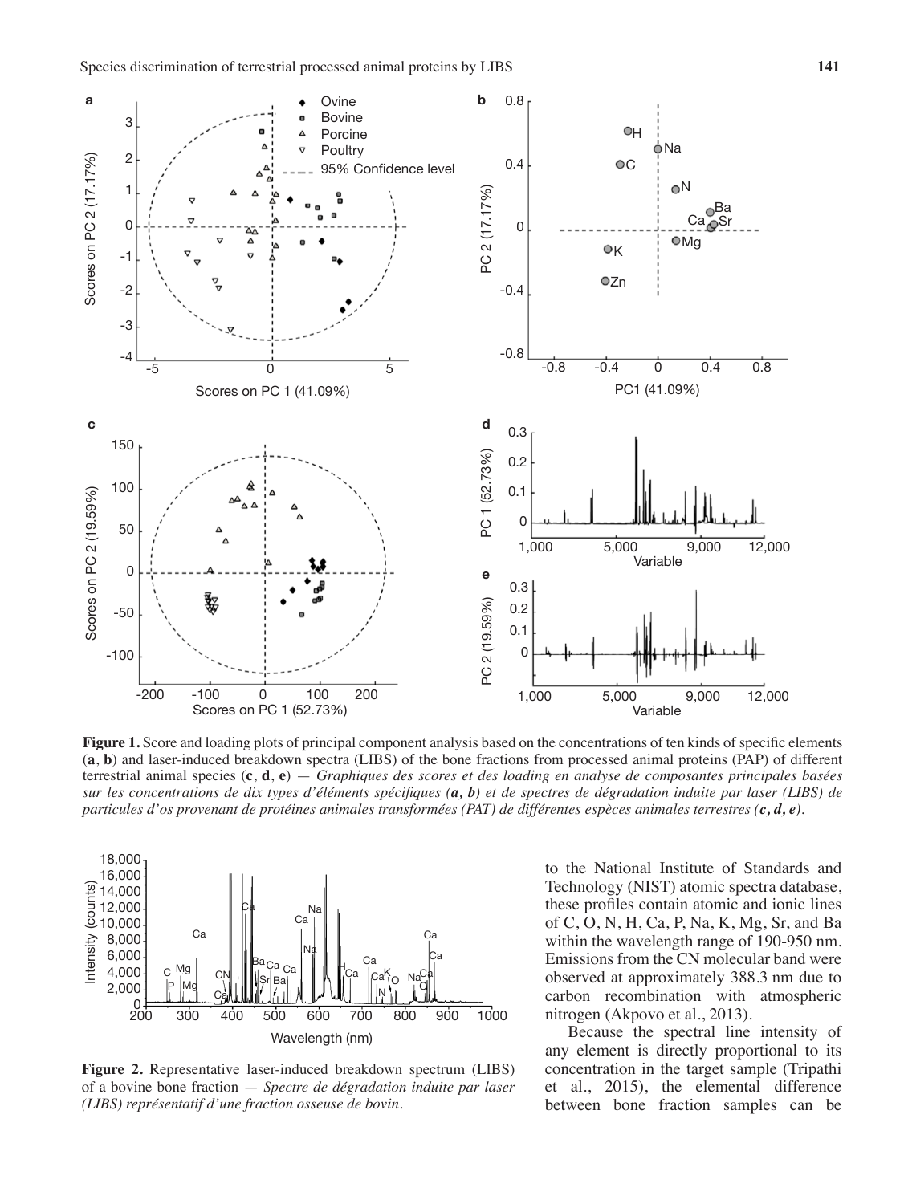**Figure 1.** Score and loading plots of principal component analysis based on the concentrations of ten kinds of specific elements (**a**, **b**) and laser-induced breakdown spectra (LIBS) of the bone fractions from processed animal proteins (PAP) of different terrestrial animal species (**c**, **d**, **e**) — *Graphiques des scores et des loading en analyse de composantes principales basées sur les concentrations de dix types d'éléments spécifiques (**a, b**) et de spectres de dégradation induite par laser (LIBS) de particules d'os provenant de protéines animales transformées (PAT) de différentes espèces animales terrestres (**c, d, e**).*

**Figure 2.** Representative laser-induced breakdown spectrum (LIBS) of a bovine bone fraction — *Spectre de dégradation induite par laser (LIBS) représentatif d'une fraction osseuse de bovin.*

to the National Institute of Standards and Technology (NIST) atomic spectra database, these profiles contain atomic and ionic lines of C, O, N, H, Ca, P, Na, K, Mg, Sr, and Ba within the wavelength range of 190-950 nm. Emissions from the CN molecular band were observed at approximately 388.3 nm due to carbon recombination with atmospheric nitrogen (Akpovo et al., 2013).

Because the spectral line intensity of any element is directly proportional to its concentration in the target sample (Tripathi et al., 2015), the elemental difference between bone fraction samples can be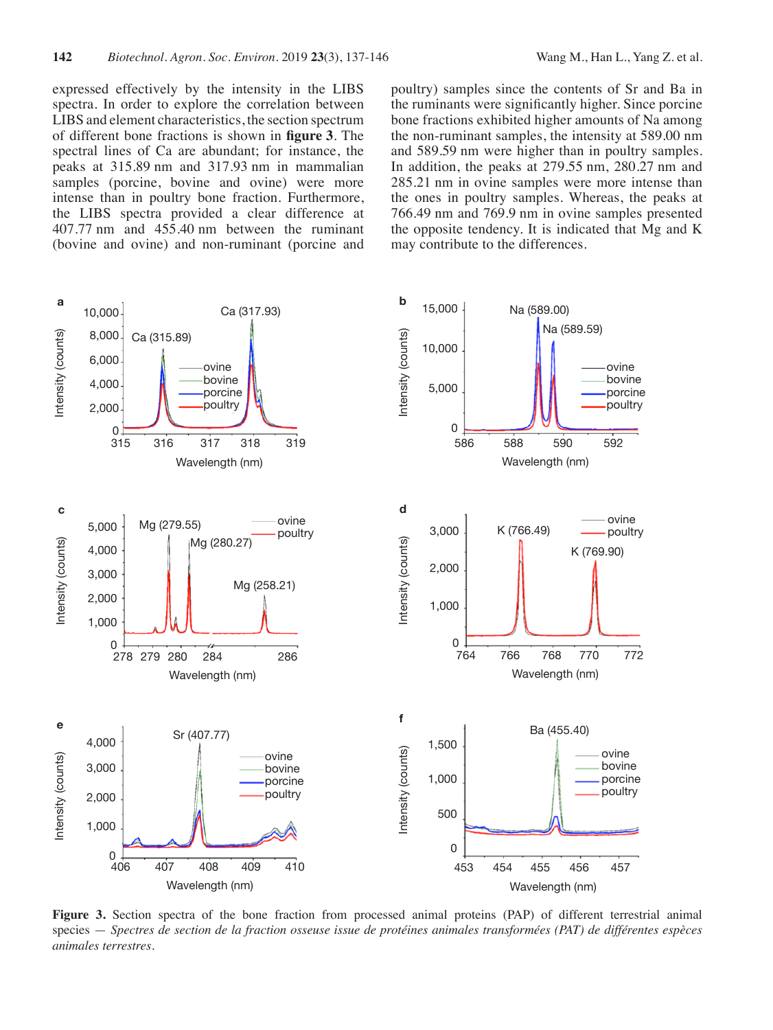expressed effectively by the intensity in the LIBS spectra. In order to explore the correlation between LIBS and element characteristics, the section spectrum of different bone fractions is shown in **figure 3**. The spectral lines of Ca are abundant; for instance, the peaks at 315.89 nm and 317.93 nm in mammalian samples (porcine, bovine and ovine) were more intense than in poultry bone fraction. Furthermore, the LIBS spectra provided a clear difference at 407.77 nm and 455.40 nm between the ruminant (bovine and ovine) and non-ruminant (porcine and poultry) samples since the contents of Sr and Ba in the ruminants were significantly higher. Since porcine bone fractions exhibited higher amounts of Na among the non-ruminant samples, the intensity at 589.00 nm and 589.59 nm were higher than in poultry samples. In addition, the peaks at 279.55 nm, 280.27 nm and 285.21 nm in ovine samples were more intense than the ones in poultry samples. Whereas, the peaks at 766.49 nm and 769.9 nm in ovine samples presented the opposite tendency. It is indicated that Mg and K may contribute to the differences.

**Figure 3.** Section spectra of the bone fraction from processed animal proteins (PAP) of different terrestrial animal species — *Spectres de section de la fraction osseuse issue de protéines animales transformées (PAT) de différentes espèces animales terrestres*.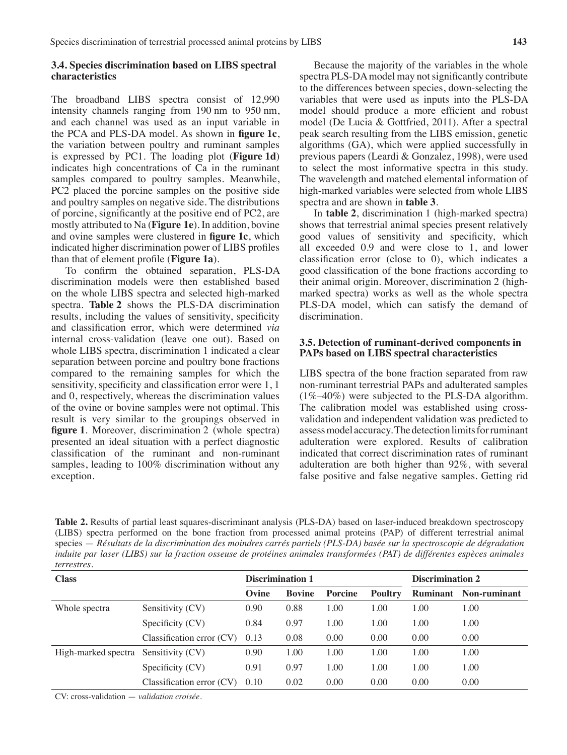### 3.4. Species discrimination based on LIBS spectral characteristics

The broadband LIBS spectra consist of 12,990 intensity channels ranging from 190 nm to 950 nm, and each channel was used as an input variable in the PCA and PLS-DA model. As shown in **figure 1c**, the variation between poultry and ruminant samples is expressed by PC1. The loading plot (**Figure 1d**) indicates high concentrations of Ca in the ruminant samples compared to poultry samples. Meanwhile, PC2 placed the porcine samples on the positive side and poultry samples on negative side. The distributions of porcine, significantly at the positive end of PC2, are mostly attributed to Na (**Figure 1e**). In addition, bovine and ovine samples were clustered in **figure 1c**, which indicated higher discrimination power of LIBS profiles than that of element profile (**Figure 1a**).

To confirm the obtained separation, PLS-DA discrimination models were then established based on the whole LIBS spectra and selected high-marked spectra. **Table 2** shows the PLS-DA discrimination results, including the values of sensitivity, specificity and classification error, which were determined *via* internal cross-validation (leave one out). Based on whole LIBS spectra, discrimination 1 indicated a clear separation between porcine and poultry bone fractions compared to the remaining samples for which the sensitivity, specificity and classification error were 1, 1 and 0, respectively, whereas the discrimination values of the ovine or bovine samples were not optimal. This result is very similar to the groupings observed in **figure 1**. Moreover, discrimination 2 (whole spectra) presented an ideal situation with a perfect diagnostic classification of the ruminant and non-ruminant samples, leading to 100% discrimination without any exception.

Because the majority of the variables in the whole spectra PLS-DA model may not significantly contribute to the differences between species, down-selecting the variables that were used as inputs into the PLS-DA model should produce a more efficient and robust model (De Lucia & Gottfried, 2011). After a spectral peak search resulting from the LIBS emission, genetic algorithms (GA), which were applied successfully in previous papers (Leardi & Gonzalez, 1998), were used to select the most informative spectra in this study. The wavelength and matched elemental information of high-marked variables were selected from whole LIBS spectra and are shown in **table 3**.

In **table 2**, discrimination 1 (high-marked spectra) shows that terrestrial animal species present relatively good values of sensitivity and specificity, which all exceeded 0.9 and were close to 1, and lower classification error (close to 0), which indicates a good classification of the bone fractions according to their animal origin. Moreover, discrimination 2 (high-marked spectra) works as well as the whole spectra PLS-DA model, which can satisfy the demand of discrimination.

### 3.5. Detection of ruminant-derived components in PAPs based on LIBS spectral characteristics

LIBS spectra of the bone fraction separated from raw non-ruminant terrestrial PAPs and adulterated samples (1%–40%) were subjected to the PLS-DA algorithm. The calibration model was established using cross-validation and independent validation was predicted to assess model accuracy. The detection limits for ruminant adulteration were explored. Results of calibration indicated that correct discrimination rates of ruminant adulteration are both higher than 92%, with several false positive and false negative samples. Getting rid

**Table 2.** Results of partial least squares-discriminant analysis (PLS-DA) based on laser-induced breakdown spectroscopy (LIBS) spectra performed on the bone fraction from processed animal proteins (PAP) of different terrestrial animal species — *Résultats de la discrimination des moindres carrés partiels (PLS-DA) basée sur la spectroscopie de dégradation induite par laser (LIBS) sur la fraction osseuse de protéines animales transformées (PAT) de différentes espèces animales terrestres.*

| Class | | Discrimination 1 | | | | Discrimination 2 | |
|---|---|---|---|---|---|---|---|
| | | Ovine | Bovine | Porcine | Poultry | Ruminant | Non-ruminant |
| Whole spectra | Sensitivity (CV) | 0.90 | 0.88 | 1.00 | 1.00 | 1.00 | 1.00 |
| | Specificity (CV) | 0.84 | 0.97 | 1.00 | 1.00 | 1.00 | 1.00 |
| | Classification error (CV) | 0.13 | 0.08 | 0.00 | 0.00 | 0.00 | 0.00 |
| High-marked spectra | Sensitivity (CV) | 0.90 | 1.00 | 1.00 | 1.00 | 1.00 | 1.00 |
| | Specificity (CV) | 0.91 | 0.97 | 1.00 | 1.00 | 1.00 | 1.00 |
| | Classification error (CV) | 0.10 | 0.02 | 0.00 | 0.00 | 0.00 | 0.00 |

CV: cross-validation — *validation croisée*.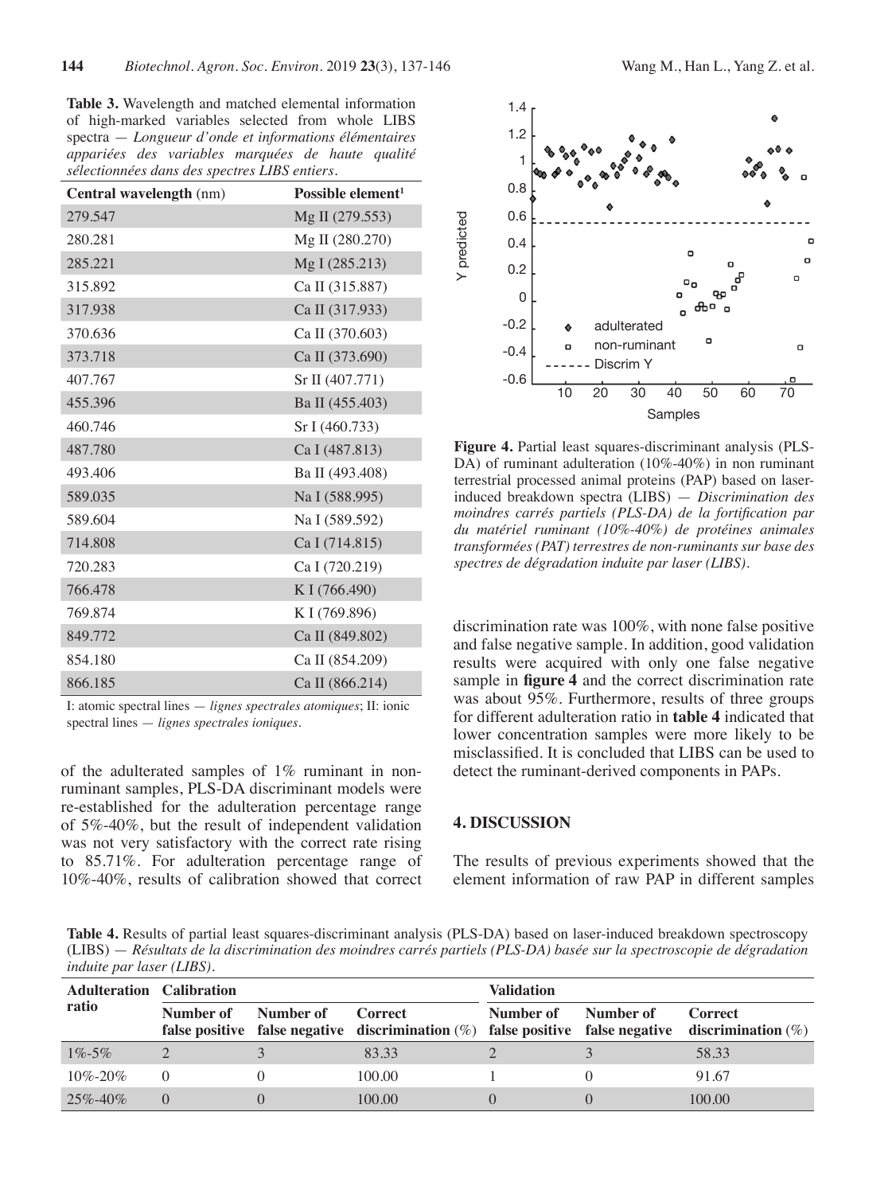**Table 3.** Wavelength and matched elemental information of high-marked variables selected from whole LIBS spectra — *Longueur d'onde et informations élémentaires appariées des variables marquées de haute qualité sélectionnées dans des spectres LIBS entiers*.

| Central wavelength (nm) | Possible element[1] |
|---|---|
| 279.547 | Mg II (279.553) |
| 280.281 | Mg II (280.270) |
| 285.221 | Mg I (285.213) |
| 315.892 | Ca II (315.887) |
| 317.938 | Ca II (317.933) |
| 370.636 | Ca II (370.603) |
| 373.718 | Ca II (373.690) |
| 407.767 | Sr II (407.771) |
| 455.396 | Ba II (455.403) |
| 460.746 | Sr I (460.733) |
| 487.780 | Ca I (487.813) |
| 493.406 | Ba II (493.408) |
| 589.035 | Na I (588.995) |
| 589.604 | Na I (589.592) |
| 714.808 | Ca I (714.815) |
| 720.283 | Ca I (720.219) |
| 766.478 | K I (766.490) |
| 769.874 | K I (769.896) |
| 849.772 | Ca II (849.802) |
| 854.180 | Ca II (854.209) |
| 866.185 | Ca II (866.214) |

I: atomic spectral lines — *lignes spectrales atomiques*; II: ionic spectral lines — *lignes spectrales ioniques*.

of the adulterated samples of 1% ruminant in non-ruminant samples, PLS-DA discriminant models were re-established for the adulteration percentage range of 5%-40%, but the result of independent validation was not very satisfactory with the correct rate rising to 85.71%. For adulteration percentage range of 10%-40%, results of calibration showed that correct discrimination rate was 100%, with none false positive and false negative sample. In addition, good validation results were acquired with only one false negative sample in **figure 4** and the correct discrimination rate was about 95%. Furthermore, results of three groups for different adulteration ratio in **table 4** indicated that lower concentration samples were more likely to be misclassified. It is concluded that LIBS can be used to detect the ruminant-derived components in PAPs.

**Figure 4.** Partial least squares-discriminant analysis (PLS-DA) of ruminant adulteration (10%-40%) in non ruminant terrestrial processed animal proteins (PAP) based on laser-induced breakdown spectra (LIBS) — *Discrimination des moindres carrés partiels (PLS-DA) de la fortification par du matériel ruminant (10%-40%) de protéines animales transformées (PAT) terrestres de non-ruminants sur base des spectres de dégradation induite par laser (LIBS)*.

## 4. DISCUSSION

The results of previous experiments showed that the element information of raw PAP in different samples

**Table 4.** Results of partial least squares-discriminant analysis (PLS-DA) based on laser-induced breakdown spectroscopy (LIBS) — *Résultats de la discrimination des moindres carrés partiels (PLS-DA) basée sur la spectroscopie de dégradation induite par laser (LIBS)*.

| Adulteration ratio | Calibration | | | Validation | | |
|---|---|---|---|---|---|---|
| | Number of false positive | Number of false negative | Correct discrimination (%) | Number of false positive | Number of false negative | Correct discrimination (%) |
| 1%-5% | 2 | 3 | 83.33 | 2 | 3 | 58.33 |
| 10%-20% | 0 | 0 | 100.00 | 1 | 0 | 91.67 |
| 25%-40% | 0 | 0 | 100.00 | 0 | 0 | 100.00 |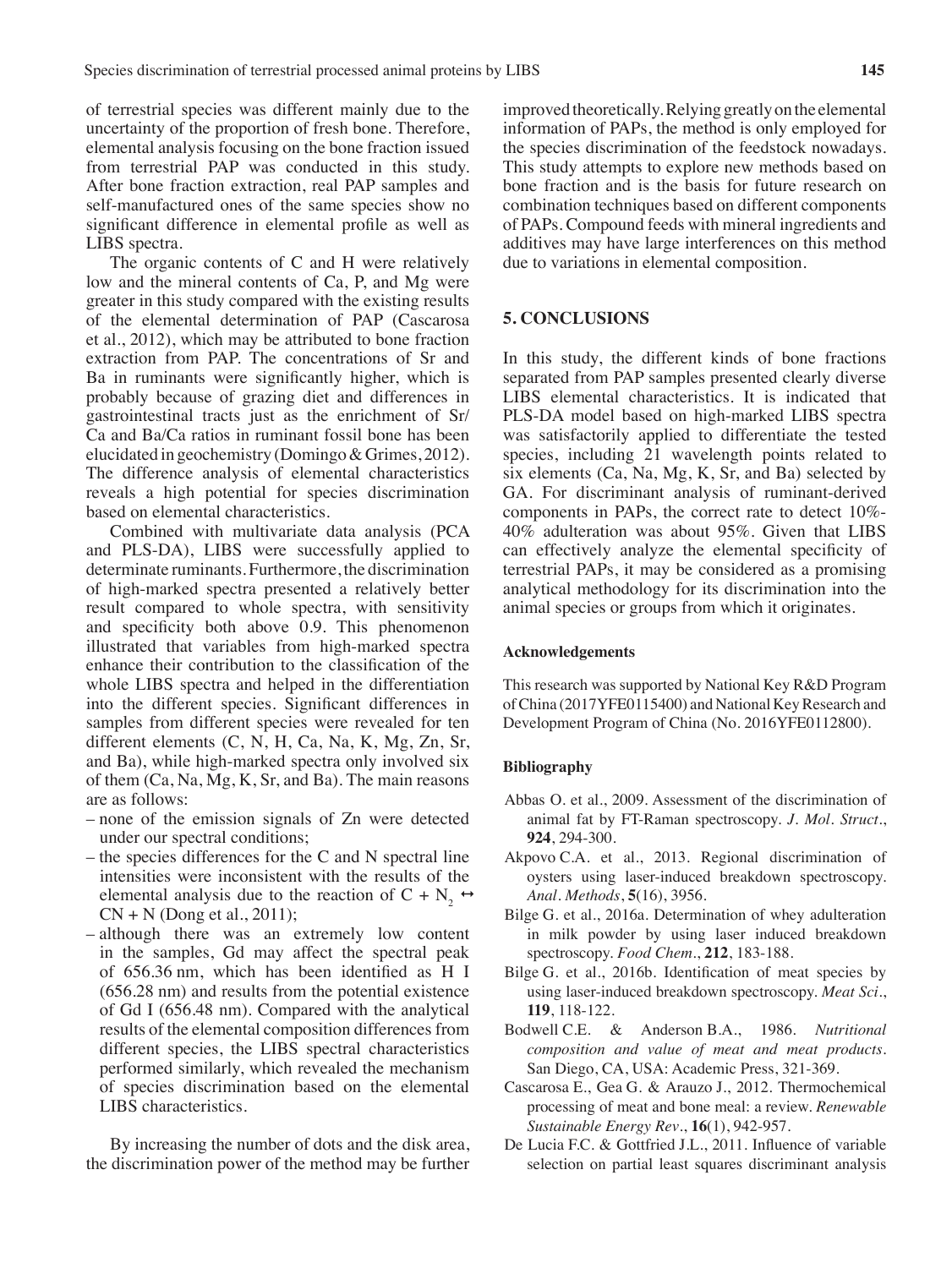of terrestrial species was different mainly due to the uncertainty of the proportion of fresh bone. Therefore, elemental analysis focusing on the bone fraction issued from terrestrial PAP was conducted in this study. After bone fraction extraction, real PAP samples and self-manufactured ones of the same species show no significant difference in elemental profile as well as LIBS spectra.

The organic contents of C and H were relatively low and the mineral contents of Ca, P, and Mg were greater in this study compared with the existing results of the elemental determination of PAP (Cascarosa et al., 2012), which may be attributed to bone fraction extraction from PAP. The concentrations of Sr and Ba in ruminants were significantly higher, which is probably because of grazing diet and differences in gastrointestinal tracts just as the enrichment of Sr/Ca and Ba/Ca ratios in ruminant fossil bone has been elucidated in geochemistry (Domingo & Grimes, 2012). The difference analysis of elemental characteristics reveals a high potential for species discrimination based on elemental characteristics.

Combined with multivariate data analysis (PCA and PLS-DA), LIBS were successfully applied to determinate ruminants. Furthermore, the discrimination of high-marked spectra presented a relatively better result compared to whole spectra, with sensitivity and specificity both above 0.9. This phenomenon illustrated that variables from high-marked spectra enhance their contribution to the classification of the whole LIBS spectra and helped in the differentiation into the different species. Significant differences in samples from different species were revealed for ten different elements (C, N, H, Ca, Na, K, Mg, Zn, Sr, and Ba), while high-marked spectra only involved six of them (Ca, Na, Mg, K, Sr, and Ba). The main reasons are as follows:

- none of the emission signals of Zn were detected under our spectral conditions;
- the species differences for the C and N spectral line intensities were inconsistent with the results of the elemental analysis due to the reaction of $C + N_2 \leftrightarrow CN + N$ (Dong et al., 2011);
- although there was an extremely low content in the samples, Gd may affect the spectral peak of 656.36 nm, which has been identified as H I (656.28 nm) and results from the potential existence of Gd I (656.48 nm). Compared with the analytical results of the elemental composition differences from different species, the LIBS spectral characteristics performed similarly, which revealed the mechanism of species discrimination based on the elemental LIBS characteristics.

By increasing the number of dots and the disk area, the discrimination power of the method may be further improved theoretically. Relying greatly on the elemental information of PAPs, the method is only employed for the species discrimination of the feedstock nowadays. This study attempts to explore new methods based on bone fraction and is the basis for future research on combination techniques based on different components of PAPs. Compound feeds with mineral ingredients and additives may have large interferences on this method due to variations in elemental composition.

## 5. CONCLUSIONS

In this study, the different kinds of bone fractions separated from PAP samples presented clearly diverse LIBS elemental characteristics. It is indicated that PLS-DA model based on high-marked LIBS spectra was satisfactorily applied to differentiate the tested species, including 21 wavelength points related to six elements (Ca, Na, Mg, K, Sr, and Ba) selected by GA. For discriminant analysis of ruminant-derived components in PAPs, the correct rate to detect 10%-40% adulteration was about 95%. Given that LIBS can effectively analyze the elemental specificity of terrestrial PAPs, it may be considered as a promising analytical methodology for its discrimination into the animal species or groups from which it originates.

#### Acknowledgements

This research was supported by National Key R&D Program of China (2017YFE0115400) and National Key Research and Development Program of China (No. 2016YFE0112800).

#### Bibliography

Abbas O. et al., 2009. Assessment of the discrimination of animal fat by FT-Raman spectroscopy. *J. Mol. Struct.*, **924**, 294-300.

Akpovo C.A. et al., 2013. Regional discrimination of oysters using laser-induced breakdown spectroscopy. *Anal. Methods*, **5**(16), 3956.

Bilge G. et al., 2016a. Determination of whey adulteration in milk powder by using laser induced breakdown spectroscopy. *Food Chem.*, **212**, 183-188.

Bilge G. et al., 2016b. Identification of meat species by using laser-induced breakdown spectroscopy. *Meat Sci.*, **119**, 118-122.

Bodwell C.E. & Anderson B.A., 1986. *Nutritional composition and value of meat and meat products*. San Diego, CA, USA: Academic Press, 321-369.

Cascarosa E., Gea G. & Arauzo J., 2012. Thermochemical processing of meat and bone meal: a review. *Renewable Sustainable Energy Rev.*, **16**(1), 942-957.

De Lucia F.C. & Gottfried J.L., 2011. Influence of variable selection on partial least squares discriminant analysis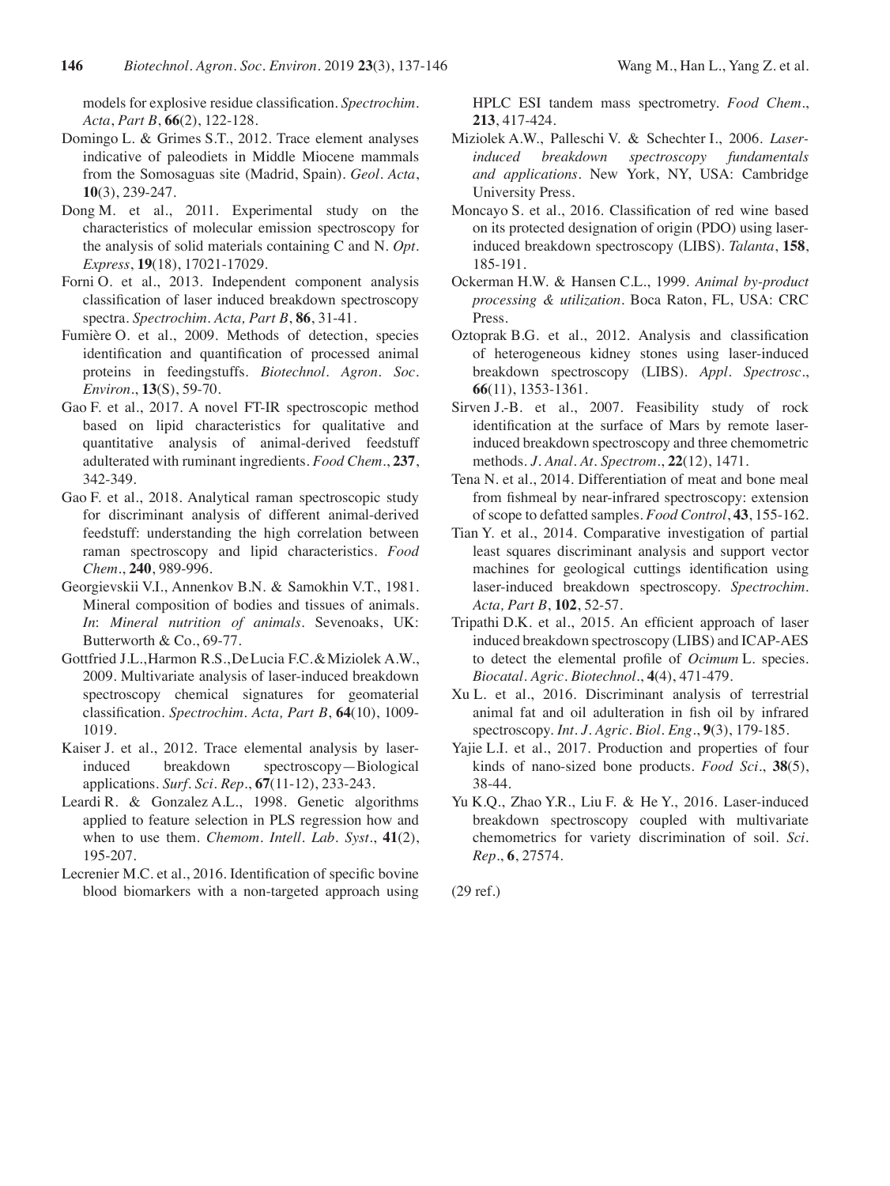models for explosive residue classification. *Spectrochim. Acta, Part B*, **66**(2), 122-128.

Domingo L. & Grimes S.T., 2012. Trace element analyses indicative of paleodiets in Middle Miocene mammals from the Somosaguas site (Madrid, Spain). *Geol. Acta*, **10**(3), 239-247.

Dong M. et al., 2011. Experimental study on the characteristics of molecular emission spectroscopy for the analysis of solid materials containing C and N. *Opt. Express*, **19**(18), 17021-17029.

Forni O. et al., 2013. Independent component analysis classification of laser induced breakdown spectroscopy spectra. *Spectrochim. Acta, Part B*, **86**, 31-41.

Fumière O. et al., 2009. Methods of detection, species identification and quantification of processed animal proteins in feedingstuffs. *Biotechnol. Agron. Soc. Environ.*, **13**(S), 59-70.

Gao F. et al., 2017. A novel FT-IR spectroscopic method based on lipid characteristics for qualitative and quantitative analysis of animal-derived feedstuff adulterated with ruminant ingredients. *Food Chem.*, **237**, 342-349.

Gao F. et al., 2018. Analytical raman spectroscopic study for discriminant analysis of different animal-derived feedstuff: understanding the high correlation between raman spectroscopy and lipid characteristics. *Food Chem.*, **240**, 989-996.

Georgievskii V.I., Annenkov B.N. & Samokhin V.T., 1981. Mineral composition of bodies and tissues of animals. *In*: *Mineral nutrition of animals*. Sevenoaks, UK: Butterworth & Co., 69-77.

Gottfried J.L., Harmon R.S., De Lucia F.C. & Miziolek A.W., 2009. Multivariate analysis of laser-induced breakdown spectroscopy chemical signatures for geomaterial classification. *Spectrochim. Acta, Part B*, **64**(10), 1009-1019.

Kaiser J. et al., 2012. Trace elemental analysis by laser-induced breakdown spectroscopy—Biological applications. *Surf. Sci. Rep.*, **67**(11-12), 233-243.

Leardi R. & Gonzalez A.L., 1998. Genetic algorithms applied to feature selection in PLS regression how and when to use them. *Chemom. Intell. Lab. Syst.*, **41**(2), 195-207.

Lecrenier M.C. et al., 2016. Identification of specific bovine blood biomarkers with a non-targeted approach using HPLC ESI tandem mass spectrometry. *Food Chem.*, **213**, 417-424.

Miziolek A.W., Palleschi V. & Schechter I., 2006. *Laser-induced breakdown spectroscopy fundamentals and applications*. New York, NY, USA: Cambridge University Press.

Moncayo S. et al., 2016. Classification of red wine based on its protected designation of origin (PDO) using laser-induced breakdown spectroscopy (LIBS). *Talanta*, **158**, 185-191.

Ockerman H.W. & Hansen C.L., 1999. *Animal by-product processing & utilization*. Boca Raton, FL, USA: CRC Press.

Oztoprak B.G. et al., 2012. Analysis and classification of heterogeneous kidney stones using laser-induced breakdown spectroscopy (LIBS). *Appl. Spectrosc.*, **66**(11), 1353-1361.

Sirven J.-B. et al., 2007. Feasibility study of rock identification at the surface of Mars by remote laser-induced breakdown spectroscopy and three chemometric methods. *J. Anal. At. Spectrom.*, **22**(12), 1471.

Tena N. et al., 2014. Differentiation of meat and bone meal from fishmeal by near-infrared spectroscopy: extension of scope to defatted samples. *Food Control*, **43**, 155-162.

Tian Y. et al., 2014. Comparative investigation of partial least squares discriminant analysis and support vector machines for geological cuttings identification using laser-induced breakdown spectroscopy. *Spectrochim. Acta, Part B*, **102**, 52-57.

Tripathi D.K. et al., 2015. An efficient approach of laser induced breakdown spectroscopy (LIBS) and ICAP-AES to detect the elemental profile of *Ocimum* L. species. *Biocatal. Agric. Biotechnol.*, **4**(4), 471-479.

Xu L. et al., 2016. Discriminant analysis of terrestrial animal fat and oil adulteration in fish oil by infrared spectroscopy. *Int. J. Agric. Biol. Eng.*, **9**(3), 179-185.

Yajie L.I. et al., 2017. Production and properties of four kinds of nano-sized bone products. *Food Sci.*, **38**(5), 38-44.

Yu K.Q., Zhao Y.R., Liu F. & He Y., 2016. Laser-induced breakdown spectroscopy coupled with multivariate chemometrics for variety discrimination of soil. *Sci. Rep.*, **6**, 27574.

(29 ref.)